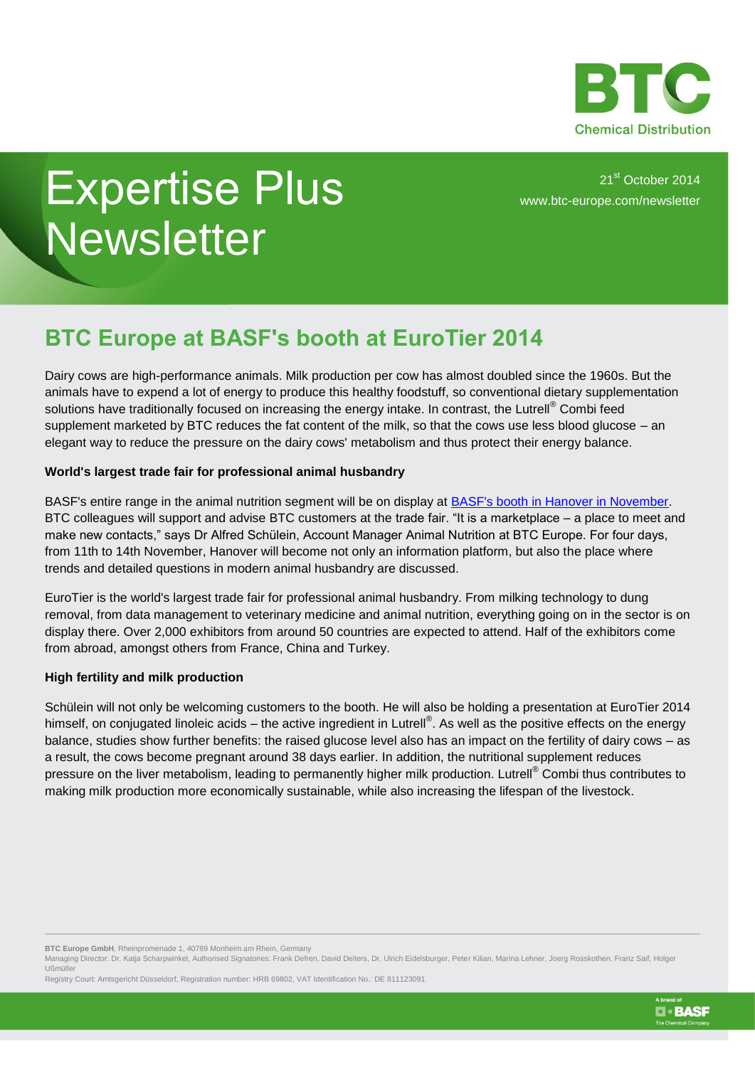BTC Chemical Distribution

# Expertise Plus Newsletter

21st October 2014
www.btc-europe.com/newsletter

## BTC Europe at BASF's booth at EuroTier 2014

Dairy cows are high-performance animals. Milk production per cow has almost doubled since the 1960s. But the animals have to expend a lot of energy to produce this healthy foodstuff, so conventional dietary supplementation solutions have traditionally focused on increasing the energy intake. In contrast, the Lutrell® Combi feed supplement marketed by BTC reduces the fat content of the milk, so that the cows use less blood glucose – an elegant way to reduce the pressure on the dairy cows' metabolism and thus protect their energy balance.

**World's largest trade fair for professional animal husbandry**

BASF's entire range in the animal nutrition segment will be on display at [BASF's booth in Hanover in November](). BTC colleagues will support and advise BTC customers at the trade fair. "It is a marketplace – a place to meet and make new contacts," says Dr Alfred Schülein, Account Manager Animal Nutrition at BTC Europe. For four days, from 11th to 14th November, Hanover will become not only an information platform, but also the place where trends and detailed questions in modern animal husbandry are discussed.

EuroTier is the world's largest trade fair for professional animal husbandry. From milking technology to dung removal, from data management to veterinary medicine and animal nutrition, everything going on in the sector is on display there. Over 2,000 exhibitors from around 50 countries are expected to attend. Half of the exhibitors come from abroad, amongst others from France, China and Turkey.

**High fertility and milk production**

Schülein will not only be welcoming customers to the booth. He will also be holding a presentation at EuroTier 2014 himself, on conjugated linoleic acids – the active ingredient in Lutrell®. As well as the positive effects on the energy balance, studies show further benefits: the raised glucose level also has an impact on the fertility of dairy cows – as a result, the cows become pregnant around 38 days earlier. In addition, the nutritional supplement reduces pressure on the liver metabolism, leading to permanently higher milk production. Lutrell® Combi thus contributes to making milk production more economically sustainable, while also increasing the lifespan of the livestock.

**BTC Europe GmbH**, Rheinpromenade 1, 40789 Monheim am Rhein, Germany
Managing Director: Dr. Katja Scharpwinkel, Authorised Signatories: Frank Defren, David Deiters, Dr. Ulrich Eidelsburger, Peter Kilian, Marina Lehner, Joerg Rosskothen, Franz Saif, Holger Ußmüller
Registry Court: Amtsgericht Düsseldorf, Registration number: HRB 69802, VAT Identification No.: DE 811123091

A brand of BASF – The Chemical Company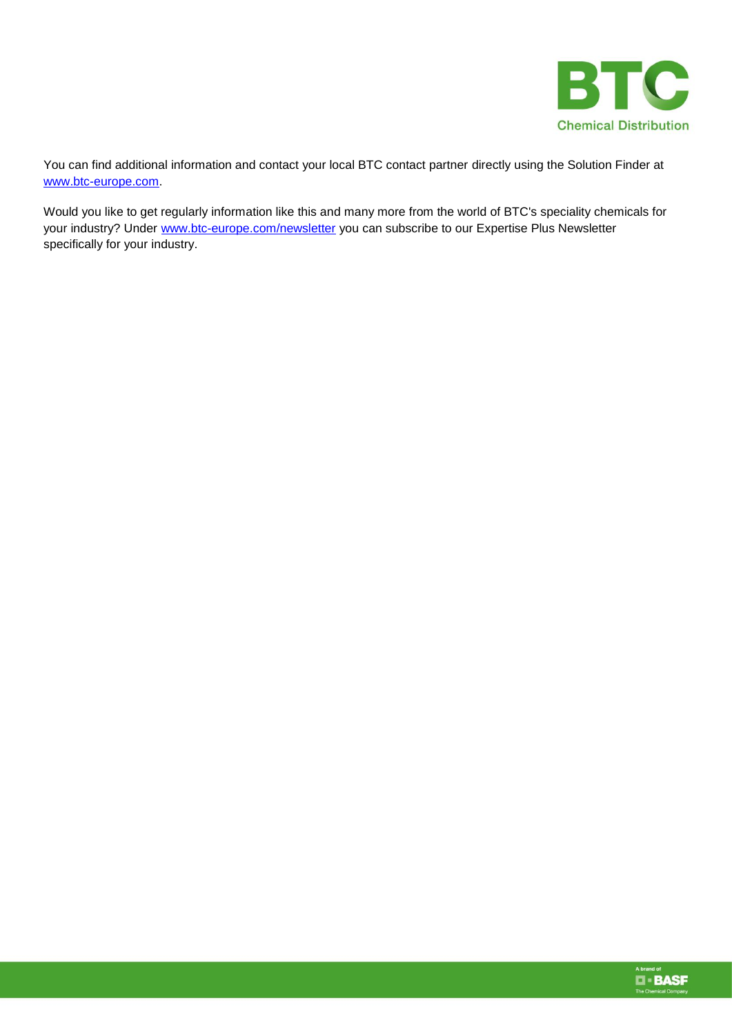You can find additional information and contact your local BTC contact partner directly using the Solution Finder at [www.btc-europe.com](http://www.btc-europe.com).

Would you like to get regularly information like this and many more from the world of BTC's speciality chemicals for your industry? Under [www.btc-europe.com/newsletter](http://www.btc-europe.com/newsletter) you can subscribe to our Expertise Plus Newsletter specifically for your industry.